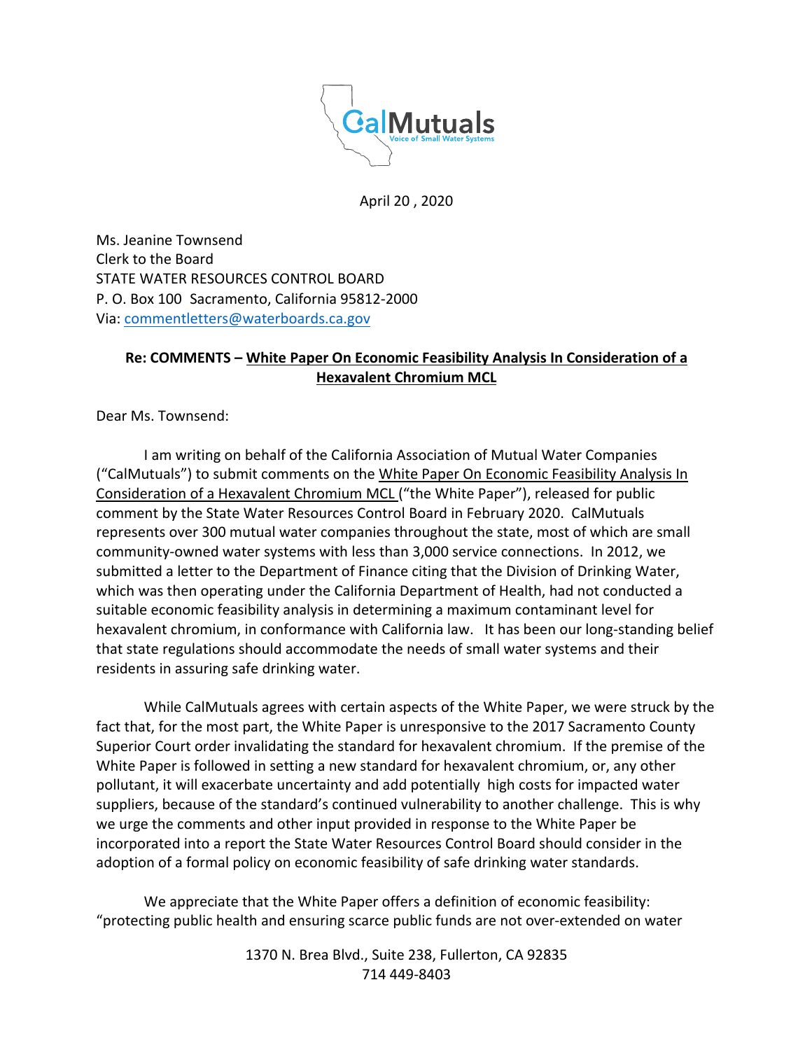CalMutuals
Voice of Small Water Systems

April 20 , 2020

Ms. Jeanine Townsend
Clerk to the Board
STATE WATER RESOURCES CONTROL BOARD
P. O. Box 100 Sacramento, California 95812-2000
Via: commentletters@waterboards.ca.gov

**Re: COMMENTS – White Paper On Economic Feasibility Analysis In Consideration of a Hexavalent Chromium MCL**

Dear Ms. Townsend:

I am writing on behalf of the California Association of Mutual Water Companies ("CalMutuals") to submit comments on the White Paper On Economic Feasibility Analysis In Consideration of a Hexavalent Chromium MCL ("the White Paper"), released for public comment by the State Water Resources Control Board in February 2020. CalMutuals represents over 300 mutual water companies throughout the state, most of which are small community-owned water systems with less than 3,000 service connections. In 2012, we submitted a letter to the Department of Finance citing that the Division of Drinking Water, which was then operating under the California Department of Health, had not conducted a suitable economic feasibility analysis in determining a maximum contaminant level for hexavalent chromium, in conformance with California law. It has been our long-standing belief that state regulations should accommodate the needs of small water systems and their residents in assuring safe drinking water.

While CalMutuals agrees with certain aspects of the White Paper, we were struck by the fact that, for the most part, the White Paper is unresponsive to the 2017 Sacramento County Superior Court order invalidating the standard for hexavalent chromium. If the premise of the White Paper is followed in setting a new standard for hexavalent chromium, or, any other pollutant, it will exacerbate uncertainty and add potentially high costs for impacted water suppliers, because of the standard's continued vulnerability to another challenge. This is why we urge the comments and other input provided in response to the White Paper be incorporated into a report the State Water Resources Control Board should consider in the adoption of a formal policy on economic feasibility of safe drinking water standards.

We appreciate that the White Paper offers a definition of economic feasibility: "protecting public health and ensuring scarce public funds are not over-extended on water

1370 N. Brea Blvd., Suite 238, Fullerton, CA 92835
714 449-8403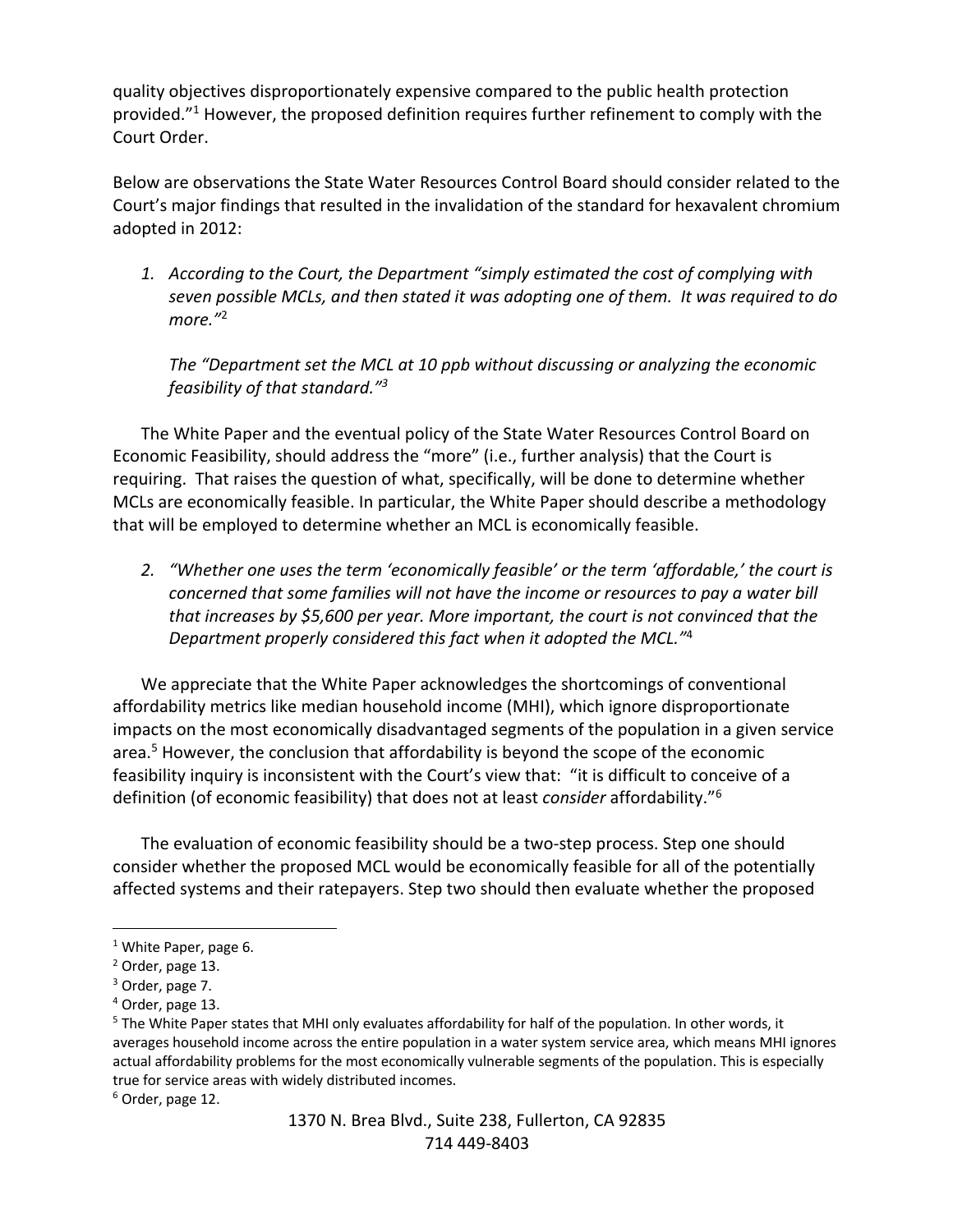quality objectives disproportionately expensive compared to the public health protection provided."[1] However, the proposed definition requires further refinement to comply with the Court Order.

Below are observations the State Water Resources Control Board should consider related to the Court's major findings that resulted in the invalidation of the standard for hexavalent chromium adopted in 2012:

1. *According to the Court, the Department "simply estimated the cost of complying with seven possible MCLs, and then stated it was adopting one of them. It was required to do more."*[2]

   *The "Department set the MCL at 10 ppb without discussing or analyzing the economic feasibility of that standard."*[3]

The White Paper and the eventual policy of the State Water Resources Control Board on Economic Feasibility, should address the "more" (i.e., further analysis) that the Court is requiring. That raises the question of what, specifically, will be done to determine whether MCLs are economically feasible. In particular, the White Paper should describe a methodology that will be employed to determine whether an MCL is economically feasible.

2. *"Whether one uses the term 'economically feasible' or the term 'affordable,' the court is concerned that some families will not have the income or resources to pay a water bill that increases by $5,600 per year. More important, the court is not convinced that the Department properly considered this fact when it adopted the MCL."*[4]

We appreciate that the White Paper acknowledges the shortcomings of conventional affordability metrics like median household income (MHI), which ignore disproportionate impacts on the most economically disadvantaged segments of the population in a given service area.[5] However, the conclusion that affordability is beyond the scope of the economic feasibility inquiry is inconsistent with the Court's view that: "it is difficult to conceive of a definition (of economic feasibility) that does not at least *consider* affordability."[6]

The evaluation of economic feasibility should be a two-step process. Step one should consider whether the proposed MCL would be economically feasible for all of the potentially affected systems and their ratepayers. Step two should then evaluate whether the proposed

---

[1] White Paper, page 6.

[2] Order, page 13.

[3] Order, page 7.

[4] Order, page 13.

[5] The White Paper states that MHI only evaluates affordability for half of the population. In other words, it averages household income across the entire population in a water system service area, which means MHI ignores actual affordability problems for the most economically vulnerable segments of the population. This is especially true for service areas with widely distributed incomes.

[6] Order, page 12.

1370 N. Brea Blvd., Suite 238, Fullerton, CA 92835
714 449-8403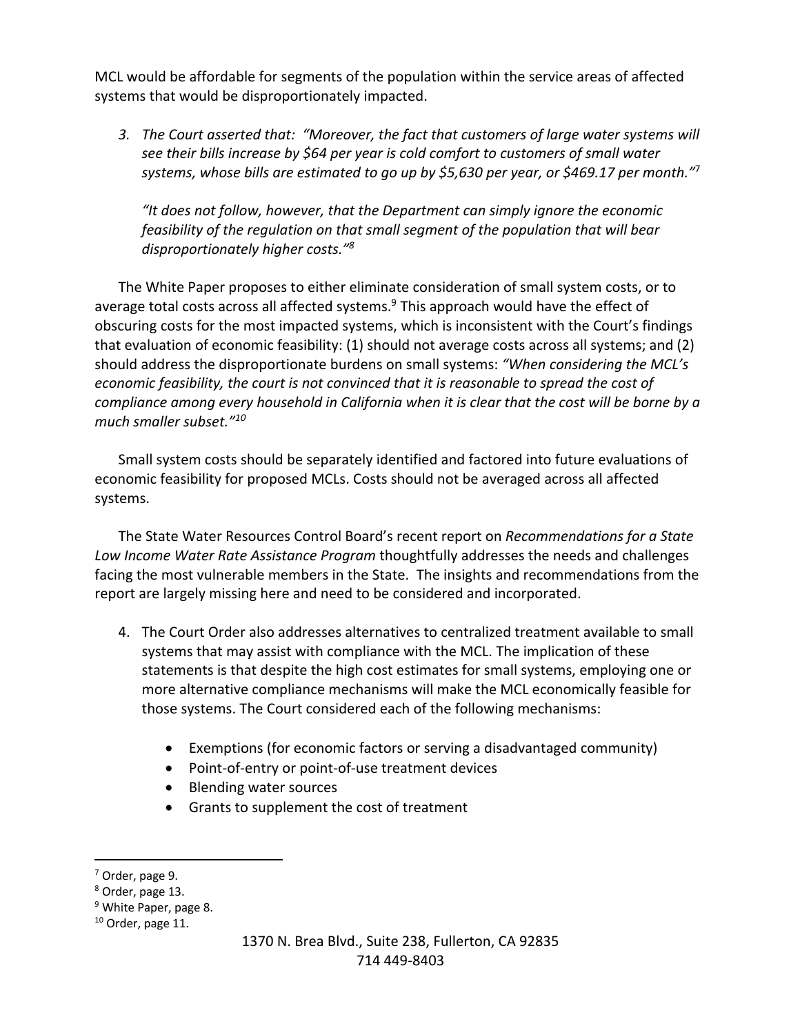MCL would be affordable for segments of the population within the service areas of affected systems that would be disproportionately impacted.

3. *The Court asserted that: "Moreover, the fact that customers of large water systems will see their bills increase by $64 per year is cold comfort to customers of small water systems, whose bills are estimated to go up by $5,630 per year, or $469.17 per month."*[7]

   *"It does not follow, however, that the Department can simply ignore the economic feasibility of the regulation on that small segment of the population that will bear disproportionately higher costs."*[8]

The White Paper proposes to either eliminate consideration of small system costs, or to average total costs across all affected systems.[9] This approach would have the effect of obscuring costs for the most impacted systems, which is inconsistent with the Court's findings that evaluation of economic feasibility: (1) should not average costs across all systems; and (2) should address the disproportionate burdens on small systems: *"When considering the MCL's economic feasibility, the court is not convinced that it is reasonable to spread the cost of compliance among every household in California when it is clear that the cost will be borne by a much smaller subset."*[10]

Small system costs should be separately identified and factored into future evaluations of economic feasibility for proposed MCLs. Costs should not be averaged across all affected systems.

The State Water Resources Control Board's recent report on *Recommendations for a State Low Income Water Rate Assistance Program* thoughtfully addresses the needs and challenges facing the most vulnerable members in the State. The insights and recommendations from the report are largely missing here and need to be considered and incorporated.

4. The Court Order also addresses alternatives to centralized treatment available to small systems that may assist with compliance with the MCL. The implication of these statements is that despite the high cost estimates for small systems, employing one or more alternative compliance mechanisms will make the MCL economically feasible for those systems. The Court considered each of the following mechanisms:

   - Exemptions (for economic factors or serving a disadvantaged community)
   - Point-of-entry or point-of-use treatment devices
   - Blending water sources
   - Grants to supplement the cost of treatment

---

[7] Order, page 9.

[8] Order, page 13.

[9] White Paper, page 8.

[10] Order, page 11.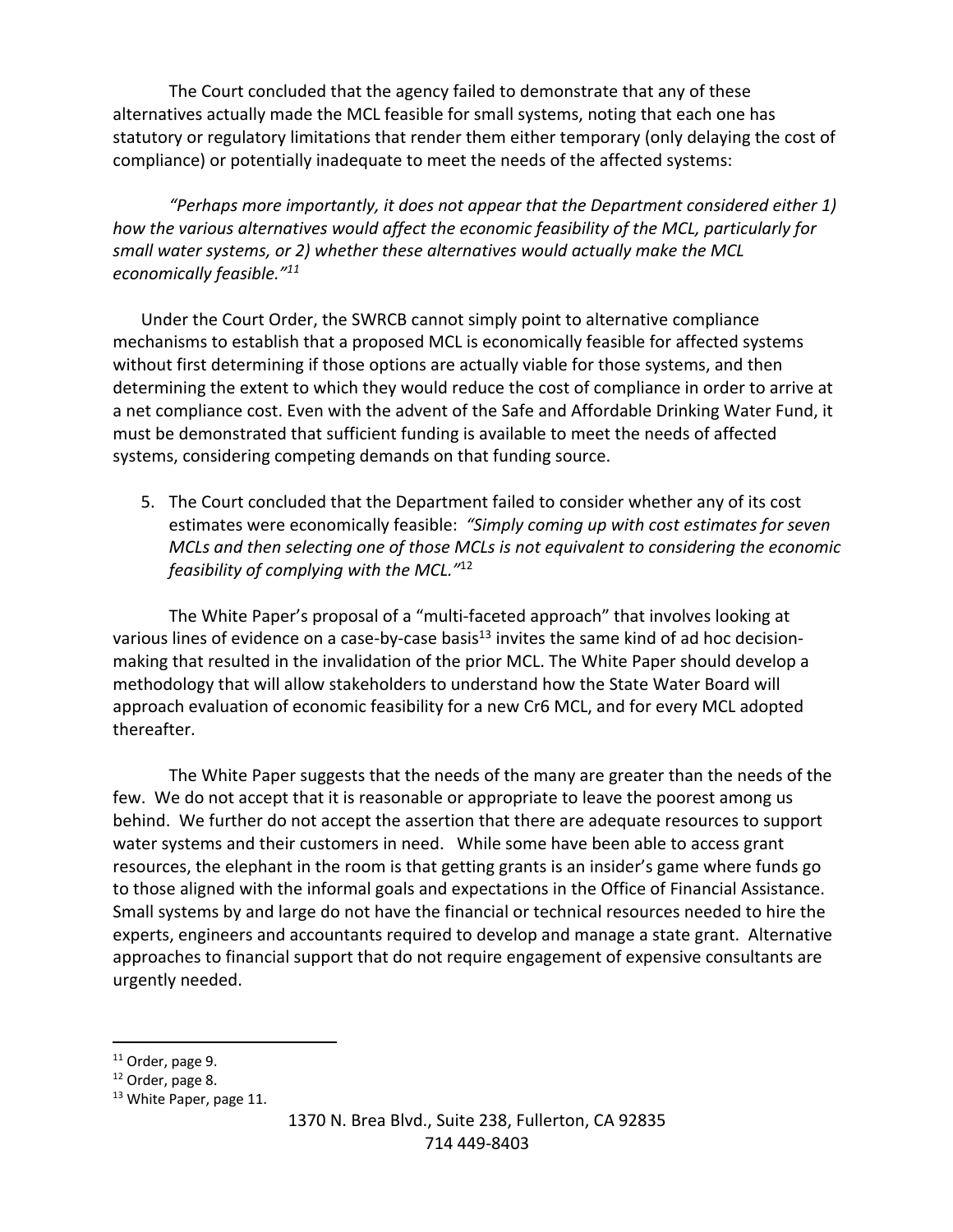The Court concluded that the agency failed to demonstrate that any of these alternatives actually made the MCL feasible for small systems, noting that each one has statutory or regulatory limitations that render them either temporary (only delaying the cost of compliance) or potentially inadequate to meet the needs of the affected systems:

*"Perhaps more importantly, it does not appear that the Department considered either 1) how the various alternatives would affect the economic feasibility of the MCL, particularly for small water systems, or 2) whether these alternatives would actually make the MCL economically feasible."*[11]

Under the Court Order, the SWRCB cannot simply point to alternative compliance mechanisms to establish that a proposed MCL is economically feasible for affected systems without first determining if those options are actually viable for those systems, and then determining the extent to which they would reduce the cost of compliance in order to arrive at a net compliance cost. Even with the advent of the Safe and Affordable Drinking Water Fund, it must be demonstrated that sufficient funding is available to meet the needs of affected systems, considering competing demands on that funding source.

5. The Court concluded that the Department failed to consider whether any of its cost estimates were economically feasible: *"Simply coming up with cost estimates for seven MCLs and then selecting one of those MCLs is not equivalent to considering the economic feasibility of complying with the MCL."*[12]

The White Paper's proposal of a "multi-faceted approach" that involves looking at various lines of evidence on a case-by-case basis[13] invites the same kind of ad hoc decision-making that resulted in the invalidation of the prior MCL. The White Paper should develop a methodology that will allow stakeholders to understand how the State Water Board will approach evaluation of economic feasibility for a new Cr6 MCL, and for every MCL adopted thereafter.

The White Paper suggests that the needs of the many are greater than the needs of the few. We do not accept that it is reasonable or appropriate to leave the poorest among us behind. We further do not accept the assertion that there are adequate resources to support water systems and their customers in need. While some have been able to access grant resources, the elephant in the room is that getting grants is an insider's game where funds go to those aligned with the informal goals and expectations in the Office of Financial Assistance. Small systems by and large do not have the financial or technical resources needed to hire the experts, engineers and accountants required to develop and manage a state grant. Alternative approaches to financial support that do not require engagement of expensive consultants are urgently needed.

---

[11] Order, page 9.

[12] Order, page 8.

[13] White Paper, page 11.

1370 N. Brea Blvd., Suite 238, Fullerton, CA 92835
714 449-8403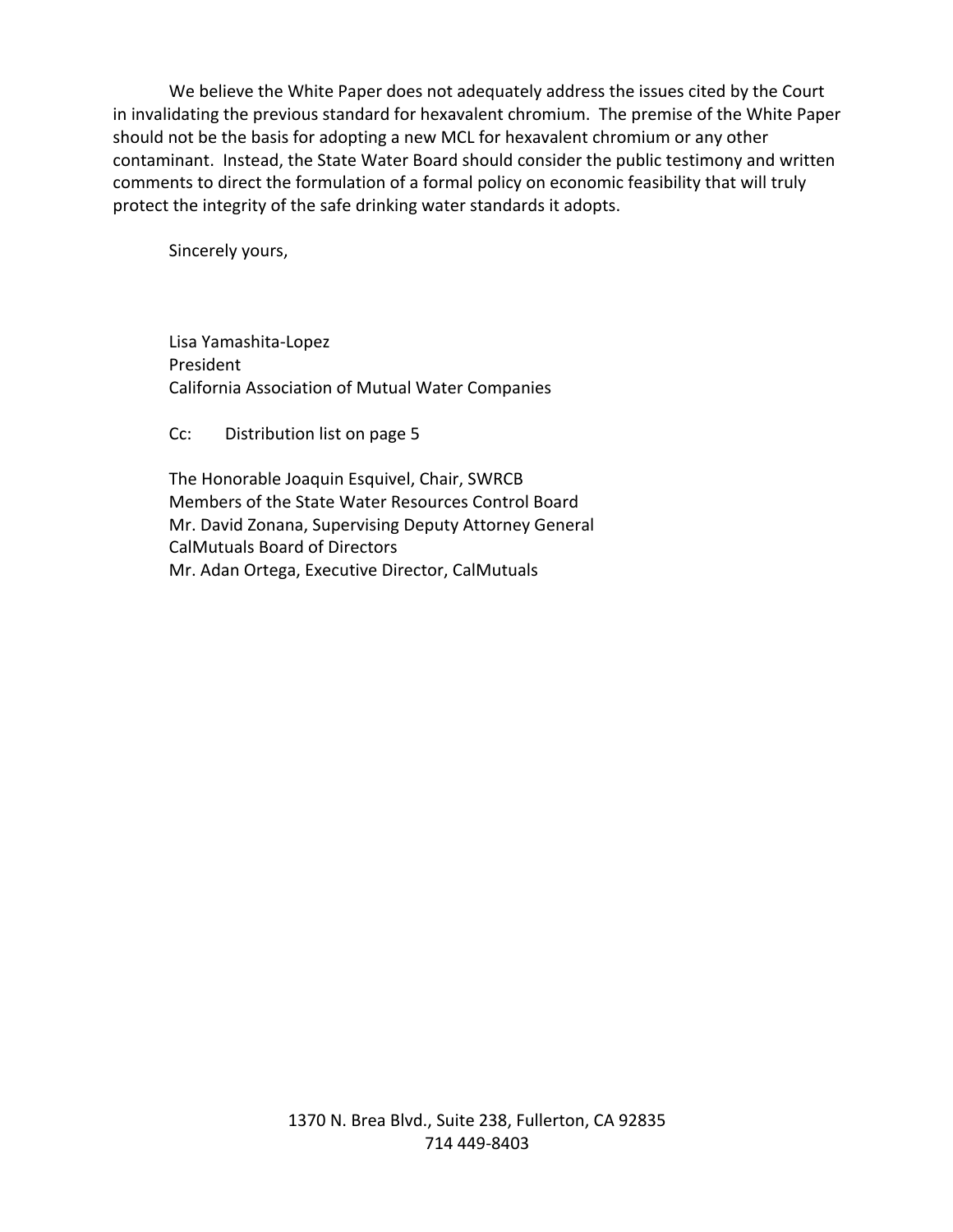We believe the White Paper does not adequately address the issues cited by the Court in invalidating the previous standard for hexavalent chromium. The premise of the White Paper should not be the basis for adopting a new MCL for hexavalent chromium or any other contaminant. Instead, the State Water Board should consider the public testimony and written comments to direct the formulation of a formal policy on economic feasibility that will truly protect the integrity of the safe drinking water standards it adopts.

Sincerely yours,

Lisa Yamashita-Lopez
President
California Association of Mutual Water Companies

Cc: Distribution list on page 5

The Honorable Joaquin Esquivel, Chair, SWRCB
Members of the State Water Resources Control Board
Mr. David Zonana, Supervising Deputy Attorney General
CalMutuals Board of Directors
Mr. Adan Ortega, Executive Director, CalMutuals

1370 N. Brea Blvd., Suite 238, Fullerton, CA 92835
714 449-8403